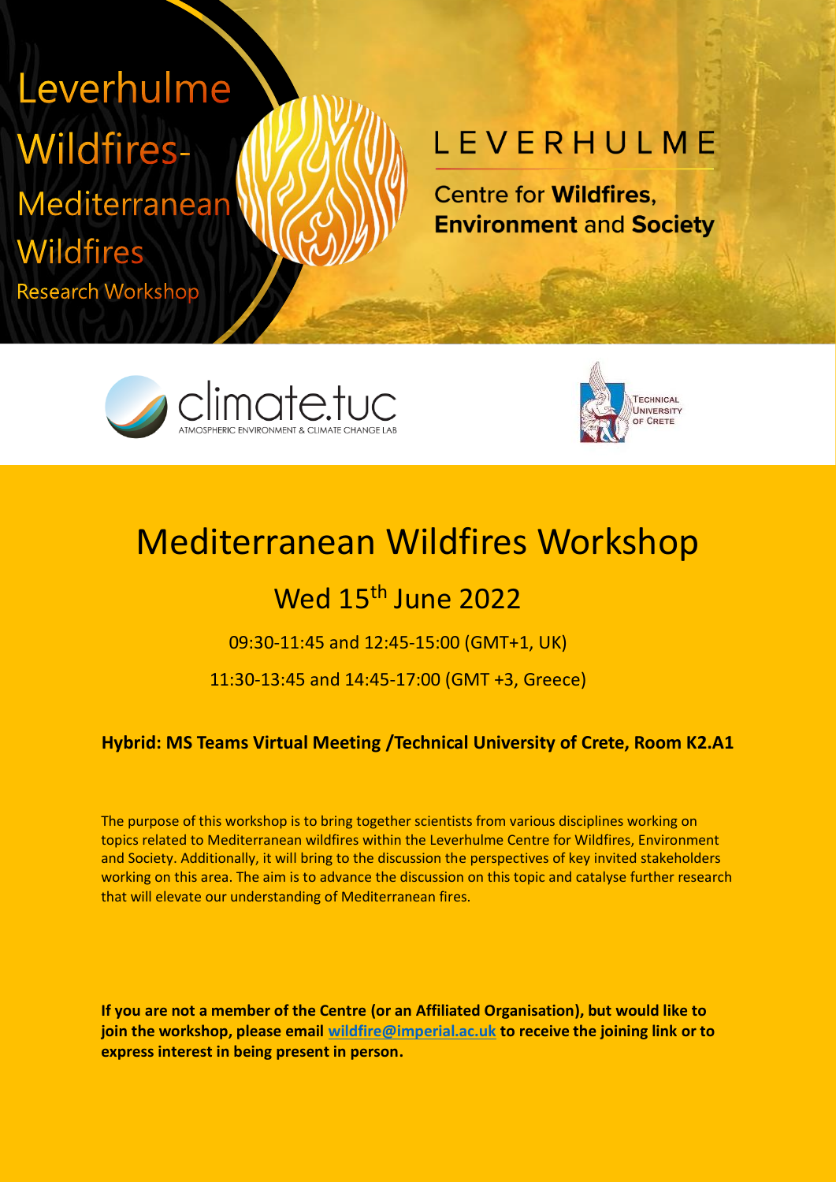Leverhulme Wildfires- Mediterranean Wildfires Research Workshop

LEVERHULME

Centre for **Wildfires**, **Environment** and **Society**

climate.tuc
ATMOSPHERIC ENVIRONMENT & CLIMATE CHANGE LAB

Technical University of Crete

# Mediterranean Wildfires Workshop

## Wed 15th June 2022

09:30-11:45 and 12:45-15:00 (GMT+1, UK)

11:30-13:45 and 14:45-17:00 (GMT +3, Greece)

**Hybrid: MS Teams Virtual Meeting /Technical University of Crete, Room K2.A1**

The purpose of this workshop is to bring together scientists from various disciplines working on topics related to Mediterranean wildfires within the Leverhulme Centre for Wildfires, Environment and Society. Additionally, it will bring to the discussion the perspectives of key invited stakeholders working on this area. The aim is to advance the discussion on this topic and catalyse further research that will elevate our understanding of Mediterranean fires.

**If you are not a member of the Centre (or an Affiliated Organisation), but would like to join the workshop, please email wildfire@imperial.ac.uk to receive the joining link or to express interest in being present in person.**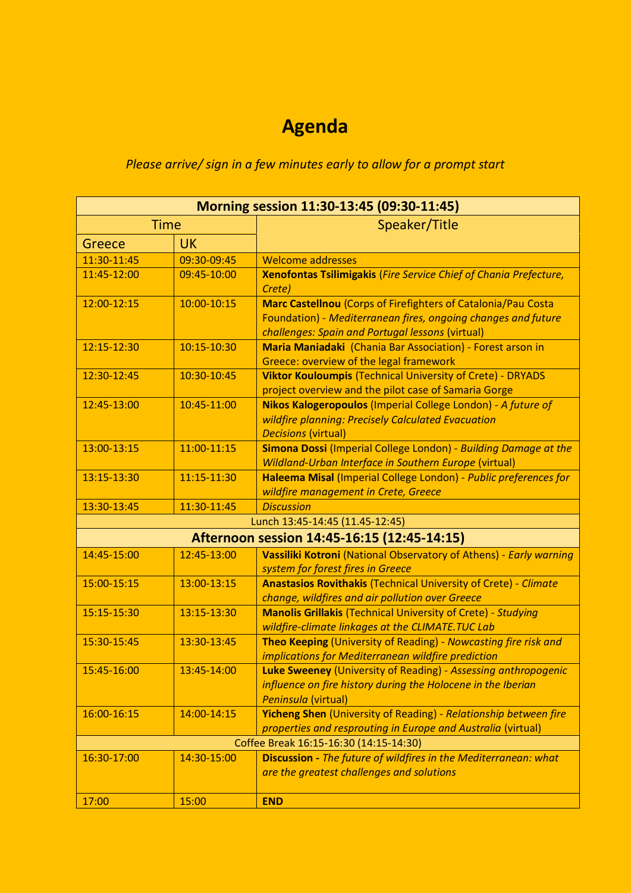# Agenda

*Please arrive/ sign in a few minutes early to allow for a prompt start*

| Morning session 11:30-13:45 (09:30-11:45) | | |
|---|---|---|
| Time | | Speaker/Title |
| Greece | UK | |
| 11:30-11:45 | 09:30-09:45 | Welcome addresses |
| 11:45-12:00 | 09:45-10:00 | **Xenofontas Tsilimigakis** (*Fire Service Chief of Chania Prefecture, Crete)* |
| 12:00-12:15 | 10:00-10:15 | **Marc Castellnou** (Corps of Firefighters of Catalonia/Pau Costa Foundation) - *Mediterranean fires, ongoing changes and future challenges: Spain and Portugal lessons* (virtual) |
| 12:15-12:30 | 10:15-10:30 | **Maria Maniadaki** (Chania Bar Association) - Forest arson in Greece: overview of the legal framework |
| 12:30-12:45 | 10:30-10:45 | **Viktor Kouloumpis** (Technical University of Crete) - DRYADS project overview and the pilot case of Samaria Gorge |
| 12:45-13:00 | 10:45-11:00 | **Nikos Kalogeropoulos** (Imperial College London) - *A future of wildfire planning: Precisely Calculated Evacuation Decisions* (virtual) |
| 13:00-13:15 | 11:00-11:15 | **Simona Dossi** (Imperial College London) - *Building Damage at the Wildland-Urban Interface in Southern Europe* (virtual) |
| 13:15-13:30 | 11:15-11:30 | **Haleema Misal** (Imperial College London) - *Public preferences for wildfire management in Crete, Greece* |
| 13:30-13:45 | 11:30-11:45 | *Discussion* |
| Lunch 13:45-14:45 (11.45-12:45) | | |
| **Afternoon session 14:45-16:15 (12:45-14:15)** | | |
| 14:45-15:00 | 12:45-13:00 | **Vassiliki Kotroni** (National Observatory of Athens) - *Early warning system for forest fires in Greece* |
| 15:00-15:15 | 13:00-13:15 | **Anastasios Rovithakis** (Technical University of Crete) - *Climate change, wildfires and air pollution over Greece* |
| 15:15-15:30 | 13:15-13:30 | **Manolis Grillakis** (Technical University of Crete) - *Studying wildfire-climate linkages at the CLIMATE.TUC Lab* |
| 15:30-15:45 | 13:30-13:45 | **Theo Keeping** (University of Reading) - *Nowcasting fire risk and implications for Mediterranean wildfire prediction* |
| 15:45-16:00 | 13:45-14:00 | **Luke Sweeney** (University of Reading) - *Assessing anthropogenic influence on fire history during the Holocene in the Iberian Peninsula* (virtual) |
| 16:00-16:15 | 14:00-14:15 | **Yicheng Shen** (University of Reading) - *Relationship between fire properties and resprouting in Europe and Australia* (virtual) |
| Coffee Break 16:15-16:30 (14:15-14:30) | | |
| 16:30-17:00 | 14:30-15:00 | **Discussion** - *The future of wildfires in the Mediterranean: what are the greatest challenges and solutions* |
| 17:00 | 15:00 | **END** |